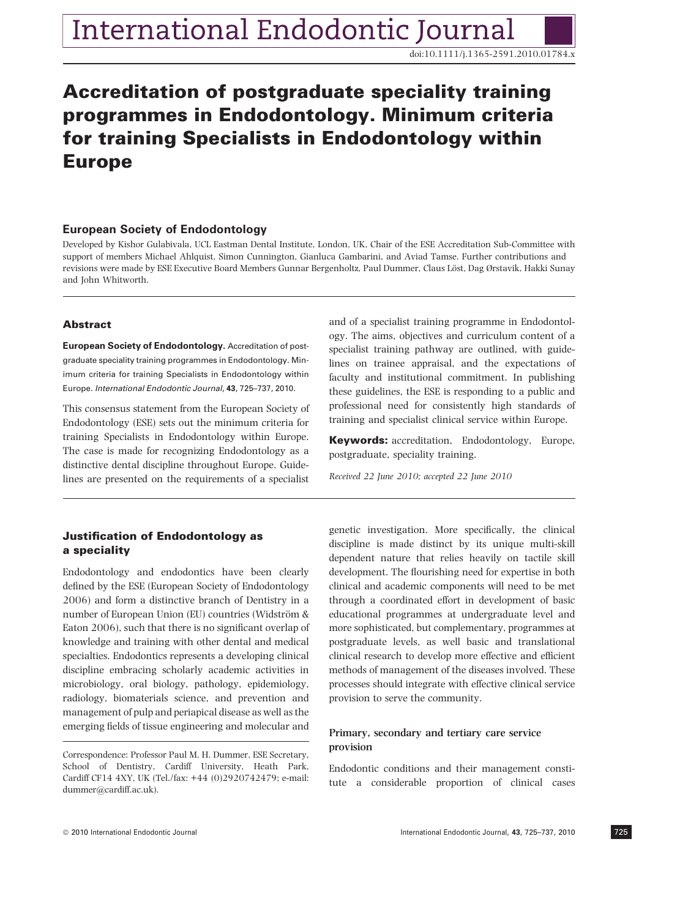# Accreditation of postgraduate speciality training programmes in Endodontology. Minimum criteria for training Specialists in Endodontology within Europe

### European Society of Endodontology

Developed by Kishor Gulabivala, UCL Eastman Dental Institute, London, UK, Chair of the ESE Accreditation Sub-Committee with support of members Michael Ahlquist, Simon Cunnington, Gianluca Gambarini, and Aviad Tamse. Further contributions and revisions were made by ESE Executive Board Members Gunnar Bergenholtz, Paul Dummer, Claus Löst, Dag Ørstavik, Hakki Sunay and John Whitworth.

### Abstract

**European Society of Endodontology.** Accreditation of postgraduate speciality training programmes in Endodontology. Minimum criteria for training Specialists in Endodontology within Europe. *International Endodontic Journal*, **43**, 725–737, 2010.

This consensus statement from the European Society of Endodontology (ESE) sets out the minimum criteria for training Specialists in Endodontology within Europe. The case is made for recognizing Endodontology as a distinctive dental discipline throughout Europe. Guidelines are presented on the requirements of a specialist and of a specialist training programme in Endodontology. The aims, objectives and curriculum content of a specialist training pathway are outlined, with guidelines on trainee appraisal, and the expectations of faculty and institutional commitment. In publishing these guidelines, the ESE is responding to a public and professional need for consistently high standards of training and specialist clinical service within Europe.

**Keywords:** accreditation, Endodontology, Europe, postgraduate, speciality training.

*Received 22 June 2010; accepted 22 June 2010*

## Justification of Endodontology as a speciality

Endodontology and endodontics have been clearly defined by the ESE (European Society of Endodontology 2006) and form a distinctive branch of Dentistry in a number of European Union (EU) countries (Widström & Eaton 2006), such that there is no significant overlap of knowledge and training with other dental and medical specialties. Endodontics represents a developing clinical discipline embracing scholarly academic activities in microbiology, oral biology, pathology, epidemiology, radiology, biomaterials science, and prevention and management of pulp and periapical disease as well as the emerging fields of tissue engineering and molecular and genetic investigation. More specifically, the clinical discipline is made distinct by its unique multi-skill dependent nature that relies heavily on tactile skill development. The flourishing need for expertise in both clinical and academic components will need to be met through a coordinated effort in development of basic educational programmes at undergraduate level and more sophisticated, but complementary, programmes at postgraduate levels, as well basic and translational clinical research to develop more effective and efficient methods of management of the diseases involved. These processes should integrate with effective clinical service provision to serve the community.

### Primary, secondary and tertiary care service provision

Endodontic conditions and their management constitute a considerable proportion of clinical cases

Correspondence: Professor Paul M. H. Dummer, ESE Secretary, School of Dentistry, Cardiff University, Heath Park, Cardiff CF14 4XY, UK (Tel./fax: +44 (0)2920742479; e-mail: dummer@cardiff.ac.uk).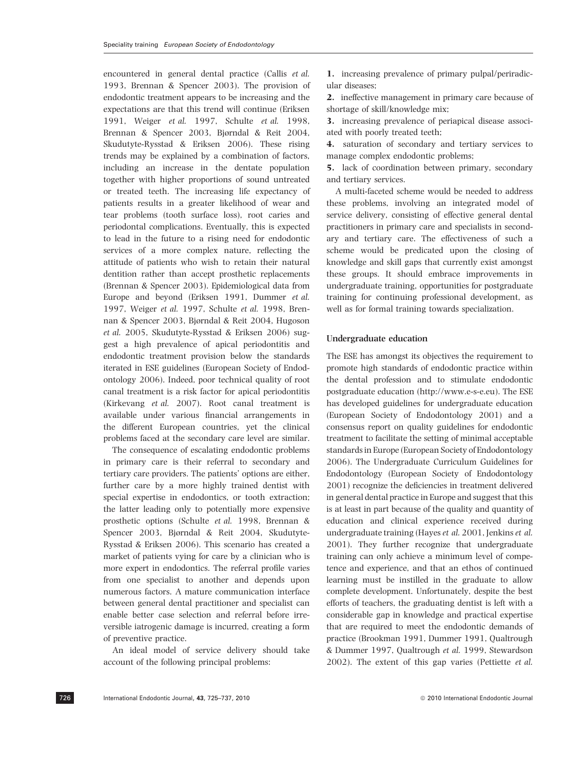encountered in general dental practice (Callis *et al.* 1993, Brennan & Spencer 2003). The provision of endodontic treatment appears to be increasing and the expectations are that this trend will continue (Eriksen 1991, Weiger *et al.* 1997, Schulte *et al.* 1998, Brennan & Spencer 2003, Bjørndal & Reit 2004, Skudutyte-Rysstad & Eriksen 2006). These rising trends may be explained by a combination of factors, including an increase in the dentate population together with higher proportions of sound untreated or treated teeth. The increasing life expectancy of patients results in a greater likelihood of wear and tear problems (tooth surface loss), root caries and periodontal complications. Eventually, this is expected to lead in the future to a rising need for endodontic services of a more complex nature, reflecting the attitude of patients who wish to retain their natural dentition rather than accept prosthetic replacements (Brennan & Spencer 2003). Epidemiological data from Europe and beyond (Eriksen 1991, Dummer *et al.* 1997, Weiger *et al.* 1997, Schulte *et al.* 1998, Brennan & Spencer 2003, Bjørndal & Reit 2004, Hugoson *et al.* 2005, Skudutyte-Rysstad & Eriksen 2006) suggest a high prevalence of apical periodontitis and endodontic treatment provision below the standards iterated in ESE guidelines (European Society of Endodontology 2006). Indeed, poor technical quality of root canal treatment is a risk factor for apical periodontitis (Kirkevang *et al.* 2007). Root canal treatment is available under various financial arrangements in the different European countries, yet the clinical problems faced at the secondary care level are similar.

The consequence of escalating endodontic problems in primary care is their referral to secondary and tertiary care providers. The patients' options are either, further care by a more highly trained dentist with special expertise in endodontics, or tooth extraction; the latter leading only to potentially more expensive prosthetic options (Schulte *et al.* 1998, Brennan & Spencer 2003, Bjørndal & Reit 2004, Skudutyte-Rysstad & Eriksen 2006). This scenario has created a market of patients vying for care by a clinician who is more expert in endodontics. The referral profile varies from one specialist to another and depends upon numerous factors. A mature communication interface between general dental practitioner and specialist can enable better case selection and referral before irreversible iatrogenic damage is incurred, creating a form of preventive practice.

An ideal model of service delivery should take account of the following principal problems:

1. increasing prevalence of primary pulpal/periradicular diseases;
2. ineffective management in primary care because of shortage of skill/knowledge mix;
3. increasing prevalence of periapical disease associated with poorly treated teeth;
4. saturation of secondary and tertiary services to manage complex endodontic problems;
5. lack of coordination between primary, secondary and tertiary services.

A multi-faceted scheme would be needed to address these problems, involving an integrated model of service delivery, consisting of effective general dental practitioners in primary care and specialists in secondary and tertiary care. The effectiveness of such a scheme would be predicated upon the closing of knowledge and skill gaps that currently exist amongst these groups. It should embrace improvements in undergraduate training, opportunities for postgraduate training for continuing professional development, as well as for formal training towards specialization.

## Undergraduate education

The ESE has amongst its objectives the requirement to promote high standards of endodontic practice within the dental profession and to stimulate endodontic postgraduate education (http://www.e-s-e.eu). The ESE has developed guidelines for undergraduate education (European Society of Endodontology 2001) and a consensus report on quality guidelines for endodontic treatment to facilitate the setting of minimal acceptable standards in Europe (European Society of Endodontology 2006). The Undergraduate Curriculum Guidelines for Endodontology (European Society of Endodontology 2001) recognize the deficiencies in treatment delivered in general dental practice in Europe and suggest that this is at least in part because of the quality and quantity of education and clinical experience received during undergraduate training (Hayes *et al.* 2001, Jenkins *et al.* 2001). They further recognize that undergraduate training can only achieve a minimum level of competence and experience, and that an ethos of continued learning must be instilled in the graduate to allow complete development. Unfortunately, despite the best efforts of teachers, the graduating dentist is left with a considerable gap in knowledge and practical expertise that are required to meet the endodontic demands of practice (Brookman 1991, Dummer 1991, Qualtrough & Dummer 1997, Qualtrough *et al.* 1999, Stewardson 2002). The extent of this gap varies (Pettiette *et al.*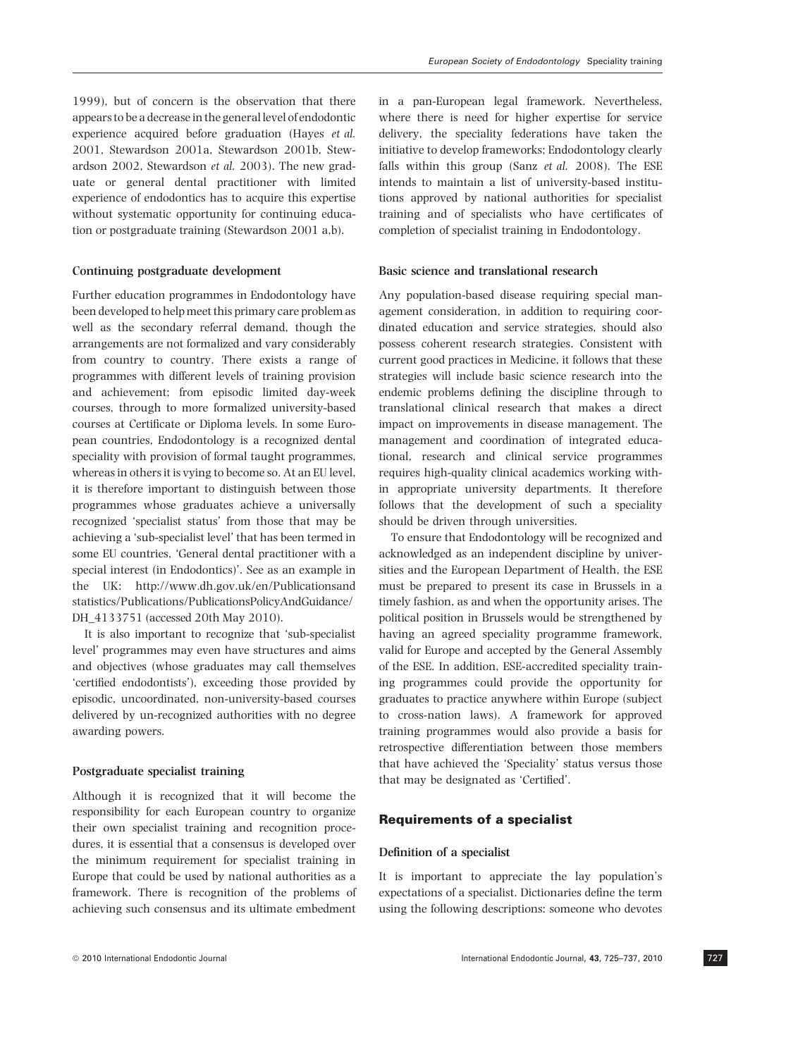1999), but of concern is the observation that there appears to be a decrease in the general level of endodontic experience acquired before graduation (Hayes *et al.* 2001, Stewardson 2001a, Stewardson 2001b, Stewardson 2002, Stewardson *et al.* 2003). The new graduate or general dental practitioner with limited experience of endodontics has to acquire this expertise without systematic opportunity for continuing education or postgraduate training (Stewardson 2001 a,b).

### Continuing postgraduate development

Further education programmes in Endodontology have been developed to help meet this primary care problem as well as the secondary referral demand, though the arrangements are not formalized and vary considerably from country to country. There exists a range of programmes with different levels of training provision and achievement; from episodic limited day-week courses, through to more formalized university-based courses at Certificate or Diploma levels. In some European countries, Endodontology is a recognized dental speciality with provision of formal taught programmes, whereas in others it is vying to become so. At an EU level, it is therefore important to distinguish between those programmes whose graduates achieve a universally recognized 'specialist status' from those that may be achieving a 'sub-specialist level' that has been termed in some EU countries, 'General dental practitioner with a special interest (in Endodontics)'. See as an example in the UK: http://www.dh.gov.uk/en/Publicationsandstatistics/Publications/PublicationsPolicyAndGuidance/DH_4133751 (accessed 20th May 2010).

It is also important to recognize that 'sub-specialist level' programmes may even have structures and aims and objectives (whose graduates may call themselves 'certified endodontists'), exceeding those provided by episodic, uncoordinated, non-university-based courses delivered by un-recognized authorities with no degree awarding powers.

### Postgraduate specialist training

Although it is recognized that it will become the responsibility for each European country to organize their own specialist training and recognition procedures, it is essential that a consensus is developed over the minimum requirement for specialist training in Europe that could be used by national authorities as a framework. There is recognition of the problems of achieving such consensus and its ultimate embedment in a pan-European legal framework. Nevertheless, where there is need for higher expertise for service delivery, the speciality federations have taken the initiative to develop frameworks; Endodontology clearly falls within this group (Sanz *et al.* 2008). The ESE intends to maintain a list of university-based institutions approved by national authorities for specialist training and of specialists who have certificates of completion of specialist training in Endodontology.

### Basic science and translational research

Any population-based disease requiring special management consideration, in addition to requiring coordinated education and service strategies, should also possess coherent research strategies. Consistent with current good practices in Medicine, it follows that these strategies will include basic science research into the endemic problems defining the discipline through to translational clinical research that makes a direct impact on improvements in disease management. The management and coordination of integrated educational, research and clinical service programmes requires high-quality clinical academics working within appropriate university departments. It therefore follows that the development of such a speciality should be driven through universities.

To ensure that Endodontology will be recognized and acknowledged as an independent discipline by universities and the European Department of Health, the ESE must be prepared to present its case in Brussels in a timely fashion, as and when the opportunity arises. The political position in Brussels would be strengthened by having an agreed speciality programme framework, valid for Europe and accepted by the General Assembly of the ESE. In addition, ESE-accredited speciality training programmes could provide the opportunity for graduates to practice anywhere within Europe (subject to cross-nation laws). A framework for approved training programmes would also provide a basis for retrospective differentiation between those members that have achieved the 'Speciality' status versus those that may be designated as 'Certified'.

## Requirements of a specialist

### Definition of a specialist

It is important to appreciate the lay population's expectations of a specialist. Dictionaries define the term using the following descriptions: someone who devotes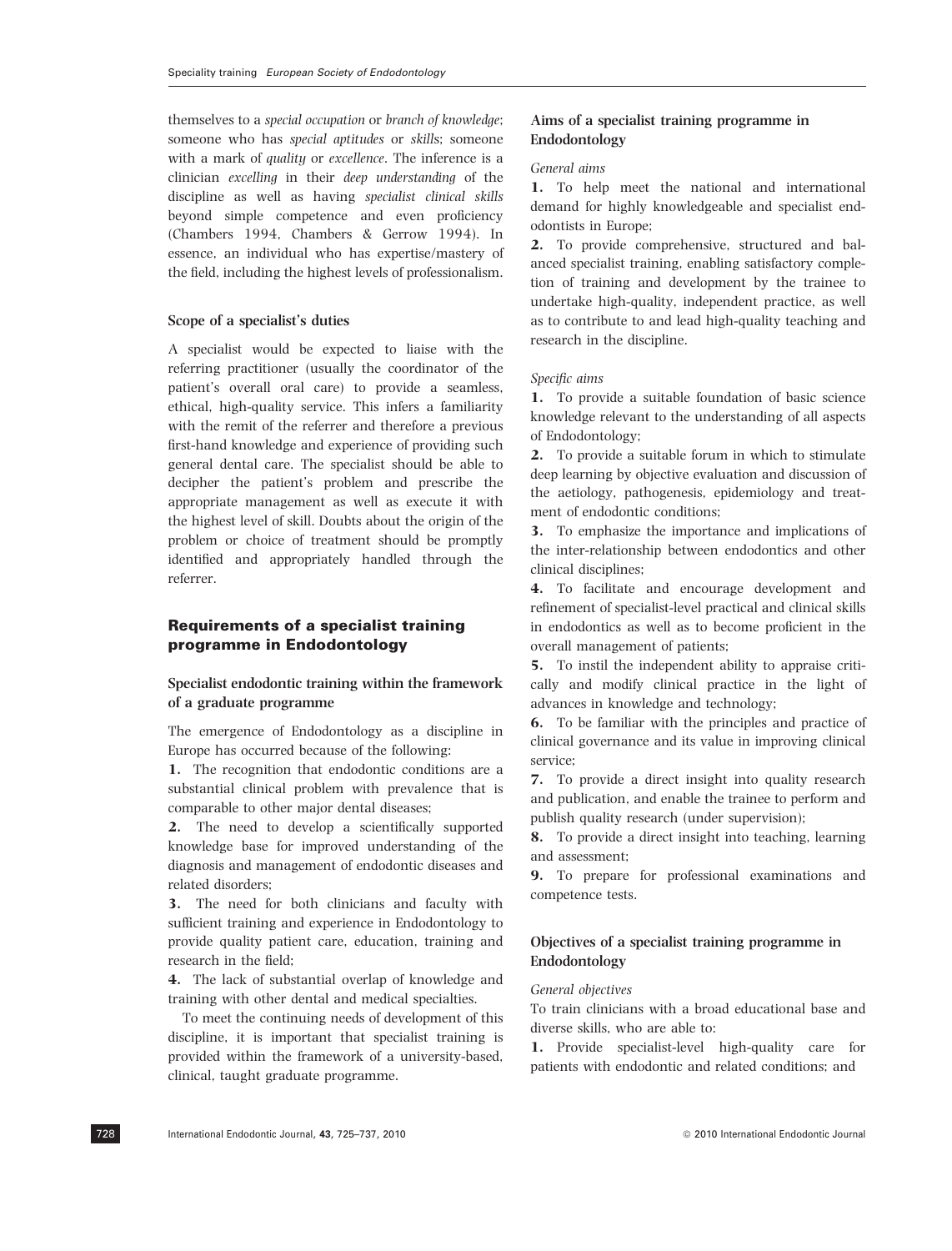themselves to a *special occupation* or *branch of knowledge*; someone who has *special aptitudes* or *skills*; someone with a mark of *quality* or *excellence*. The inference is a clinician *excelling* in their *deep understanding* of the discipline as well as having *specialist clinical skills* beyond simple competence and even proficiency (Chambers 1994, Chambers & Gerrow 1994). In essence, an individual who has expertise/mastery of the field, including the highest levels of professionalism.

### Scope of a specialist's duties

A specialist would be expected to liaise with the referring practitioner (usually the coordinator of the patient's overall oral care) to provide a seamless, ethical, high-quality service. This infers a familiarity with the remit of the referrer and therefore a previous first-hand knowledge and experience of providing such general dental care. The specialist should be able to decipher the patient's problem and prescribe the appropriate management as well as execute it with the highest level of skill. Doubts about the origin of the problem or choice of treatment should be promptly identified and appropriately handled through the referrer.

## Requirements of a specialist training programme in Endodontology

### Specialist endodontic training within the framework of a graduate programme

The emergence of Endodontology as a discipline in Europe has occurred because of the following:

**1.** The recognition that endodontic conditions are a substantial clinical problem with prevalence that is comparable to other major dental diseases;

**2.** The need to develop a scientifically supported knowledge base for improved understanding of the diagnosis and management of endodontic diseases and related disorders;

**3.** The need for both clinicians and faculty with sufficient training and experience in Endodontology to provide quality patient care, education, training and research in the field;

**4.** The lack of substantial overlap of knowledge and training with other dental and medical specialties.

To meet the continuing needs of development of this discipline, it is important that specialist training is provided within the framework of a university-based, clinical, taught graduate programme.

### Aims of a specialist training programme in Endodontology

*General aims*

**1.** To help meet the national and international demand for highly knowledgeable and specialist endodontists in Europe;

**2.** To provide comprehensive, structured and balanced specialist training, enabling satisfactory completion of training and development by the trainee to undertake high-quality, independent practice, as well as to contribute to and lead high-quality teaching and research in the discipline.

*Specific aims*

**1.** To provide a suitable foundation of basic science knowledge relevant to the understanding of all aspects of Endodontology;

**2.** To provide a suitable forum in which to stimulate deep learning by objective evaluation and discussion of the aetiology, pathogenesis, epidemiology and treatment of endodontic conditions;

**3.** To emphasize the importance and implications of the inter-relationship between endodontics and other clinical disciplines;

**4.** To facilitate and encourage development and refinement of specialist-level practical and clinical skills in endodontics as well as to become proficient in the overall management of patients;

**5.** To instil the independent ability to appraise critically and modify clinical practice in the light of advances in knowledge and technology;

**6.** To be familiar with the principles and practice of clinical governance and its value in improving clinical service;

**7.** To provide a direct insight into quality research and publication, and enable the trainee to perform and publish quality research (under supervision);

**8.** To provide a direct insight into teaching, learning and assessment;

**9.** To prepare for professional examinations and competence tests.

### Objectives of a specialist training programme in Endodontology

*General objectives*

To train clinicians with a broad educational base and diverse skills, who are able to:

**1.** Provide specialist-level high-quality care for patients with endodontic and related conditions; and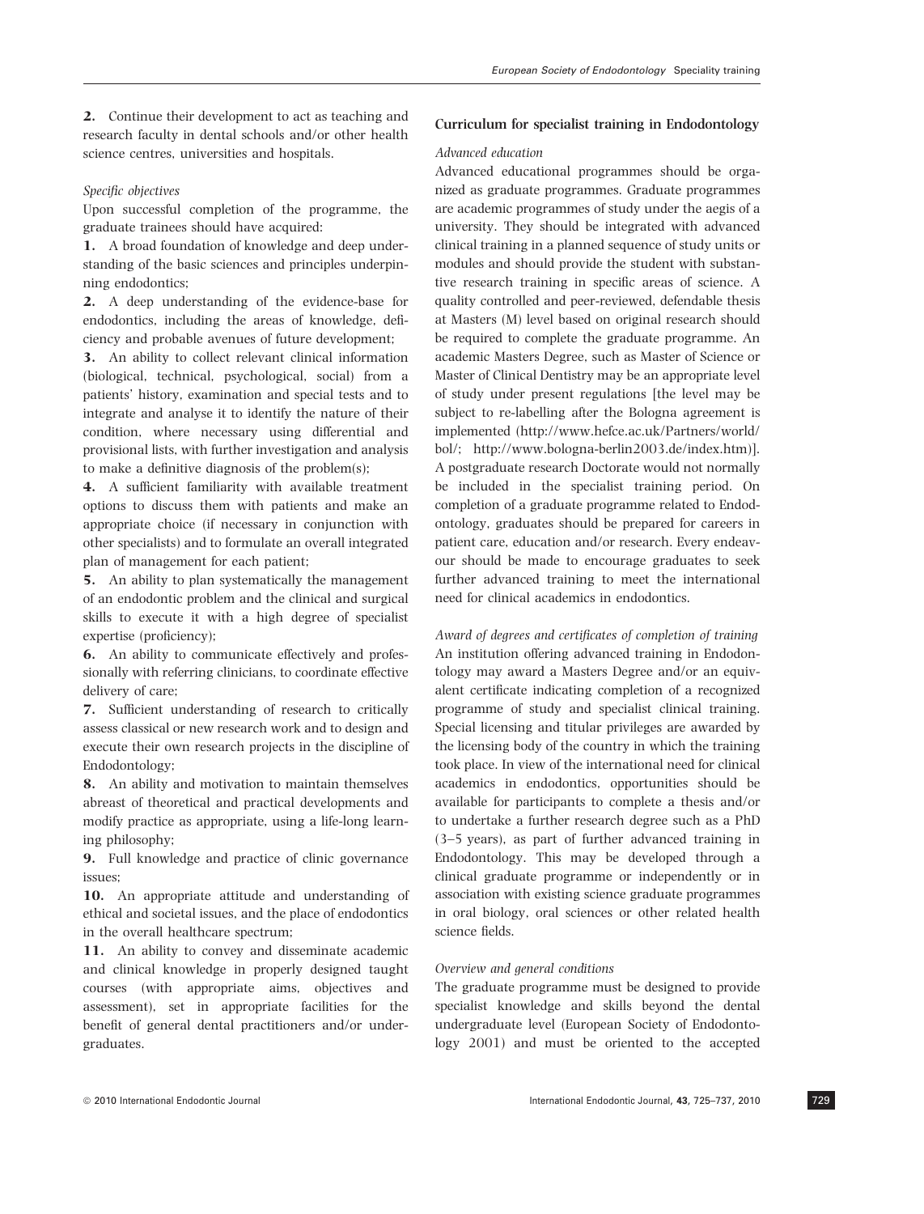**2.** Continue their development to act as teaching and research faculty in dental schools and/or other health science centres, universities and hospitals.

*Specific objectives*

Upon successful completion of the programme, the graduate trainees should have acquired:

**1.** A broad foundation of knowledge and deep understanding of the basic sciences and principles underpinning endodontics;

**2.** A deep understanding of the evidence-base for endodontics, including the areas of knowledge, deficiency and probable avenues of future development;

**3.** An ability to collect relevant clinical information (biological, technical, psychological, social) from a patients' history, examination and special tests and to integrate and analyse it to identify the nature of their condition, where necessary using differential and provisional lists, with further investigation and analysis to make a definitive diagnosis of the problem(s);

**4.** A sufficient familiarity with available treatment options to discuss them with patients and make an appropriate choice (if necessary in conjunction with other specialists) and to formulate an overall integrated plan of management for each patient;

**5.** An ability to plan systematically the management of an endodontic problem and the clinical and surgical skills to execute it with a high degree of specialist expertise (proficiency);

**6.** An ability to communicate effectively and professionally with referring clinicians, to coordinate effective delivery of care;

**7.** Sufficient understanding of research to critically assess classical or new research work and to design and execute their own research projects in the discipline of Endodontology;

**8.** An ability and motivation to maintain themselves abreast of theoretical and practical developments and modify practice as appropriate, using a life-long learning philosophy;

**9.** Full knowledge and practice of clinic governance issues;

**10.** An appropriate attitude and understanding of ethical and societal issues, and the place of endodontics in the overall healthcare spectrum;

**11.** An ability to convey and disseminate academic and clinical knowledge in properly designed taught courses (with appropriate aims, objectives and assessment), set in appropriate facilities for the benefit of general dental practitioners and/or undergraduates.

## Curriculum for specialist training in Endodontology

*Advanced education*

Advanced educational programmes should be organized as graduate programmes. Graduate programmes are academic programmes of study under the aegis of a university. They should be integrated with advanced clinical training in a planned sequence of study units or modules and should provide the student with substantive research training in specific areas of science. A quality controlled and peer-reviewed, defendable thesis at Masters (M) level based on original research should be required to complete the graduate programme. An academic Masters Degree, such as Master of Science or Master of Clinical Dentistry may be an appropriate level of study under present regulations [the level may be subject to re-labelling after the Bologna agreement is implemented (http://www.hefce.ac.uk/Partners/world/bol/; http://www.bologna-berlin2003.de/index.htm)]. A postgraduate research Doctorate would not normally be included in the specialist training period. On completion of a graduate programme related to Endodontology, graduates should be prepared for careers in patient care, education and/or research. Every endeavour should be made to encourage graduates to seek further advanced training to meet the international need for clinical academics in endodontics.

*Award of degrees and certificates of completion of training*

An institution offering advanced training in Endodontology may award a Masters Degree and/or an equivalent certificate indicating completion of a recognized programme of study and specialist clinical training. Special licensing and titular privileges are awarded by the licensing body of the country in which the training took place. In view of the international need for clinical academics in endodontics, opportunities should be available for participants to complete a thesis and/or to undertake a further research degree such as a PhD (3–5 years), as part of further advanced training in Endodontology. This may be developed through a clinical graduate programme or independently or in association with existing science graduate programmes in oral biology, oral sciences or other related health science fields.

*Overview and general conditions*

The graduate programme must be designed to provide specialist knowledge and skills beyond the dental undergraduate level (European Society of Endodontology 2001) and must be oriented to the accepted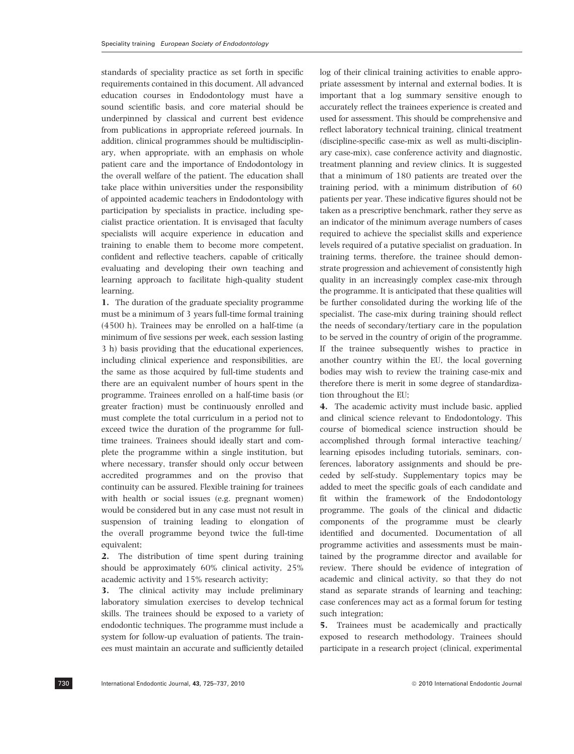standards of speciality practice as set forth in specific requirements contained in this document. All advanced education courses in Endodontology must have a sound scientific basis, and core material should be underpinned by classical and current best evidence from publications in appropriate refereed journals. In addition, clinical programmes should be multidisciplinary, when appropriate, with an emphasis on whole patient care and the importance of Endodontology in the overall welfare of the patient. The education shall take place within universities under the responsibility of appointed academic teachers in Endodontology with participation by specialists in practice, including specialist practice orientation. It is envisaged that faculty specialists will acquire experience in education and training to enable them to become more competent, confident and reflective teachers, capable of critically evaluating and developing their own teaching and learning approach to facilitate high-quality student learning.

**1.** The duration of the graduate speciality programme must be a minimum of 3 years full-time formal training (4500 h). Trainees may be enrolled on a half-time (a minimum of five sessions per week, each session lasting 3 h) basis providing that the educational experiences, including clinical experience and responsibilities, are the same as those acquired by full-time students and there are an equivalent number of hours spent in the programme. Trainees enrolled on a half-time basis (or greater fraction) must be continuously enrolled and must complete the total curriculum in a period not to exceed twice the duration of the programme for full-time trainees. Trainees should ideally start and complete the programme within a single institution, but where necessary, transfer should only occur between accredited programmes and on the proviso that continuity can be assured. Flexible training for trainees with health or social issues (e.g. pregnant women) would be considered but in any case must not result in suspension of training leading to elongation of the overall programme beyond twice the full-time equivalent;

**2.** The distribution of time spent during training should be approximately 60% clinical activity, 25% academic activity and 15% research activity;

**3.** The clinical activity may include preliminary laboratory simulation exercises to develop technical skills. The trainees should be exposed to a variety of endodontic techniques. The programme must include a system for follow-up evaluation of patients. The trainees must maintain an accurate and sufficiently detailed log of their clinical training activities to enable appropriate assessment by internal and external bodies. It is important that a log summary sensitive enough to accurately reflect the trainees experience is created and used for assessment. This should be comprehensive and reflect laboratory technical training, clinical treatment (discipline-specific case-mix as well as multi-disciplinary case-mix), case conference activity and diagnostic, treatment planning and review clinics. It is suggested that a minimum of 180 patients are treated over the training period, with a minimum distribution of 60 patients per year. These indicative figures should not be taken as a prescriptive benchmark, rather they serve as an indicator of the minimum average numbers of cases required to achieve the specialist skills and experience levels required of a putative specialist on graduation. In training terms, therefore, the trainee should demonstrate progression and achievement of consistently high quality in an increasingly complex case-mix through the programme. It is anticipated that these qualities will be further consolidated during the working life of the specialist. The case-mix during training should reflect the needs of secondary/tertiary care in the population to be served in the country of origin of the programme. If the trainee subsequently wishes to practice in another country within the EU, the local governing bodies may wish to review the training case-mix and therefore there is merit in some degree of standardization throughout the EU;

**4.** The academic activity must include basic, applied and clinical science relevant to Endodontology. This course of biomedical science instruction should be accomplished through formal interactive teaching/learning episodes including tutorials, seminars, conferences, laboratory assignments and should be preceded by self-study. Supplementary topics may be added to meet the specific goals of each candidate and fit within the framework of the Endodontology programme. The goals of the clinical and didactic components of the programme must be clearly identified and documented. Documentation of all programme activities and assessments must be maintained by the programme director and available for review. There should be evidence of integration of academic and clinical activity, so that they do not stand as separate strands of learning and teaching; case conferences may act as a formal forum for testing such integration;

**5.** Trainees must be academically and practically exposed to research methodology. Trainees should participate in a research project (clinical, experimental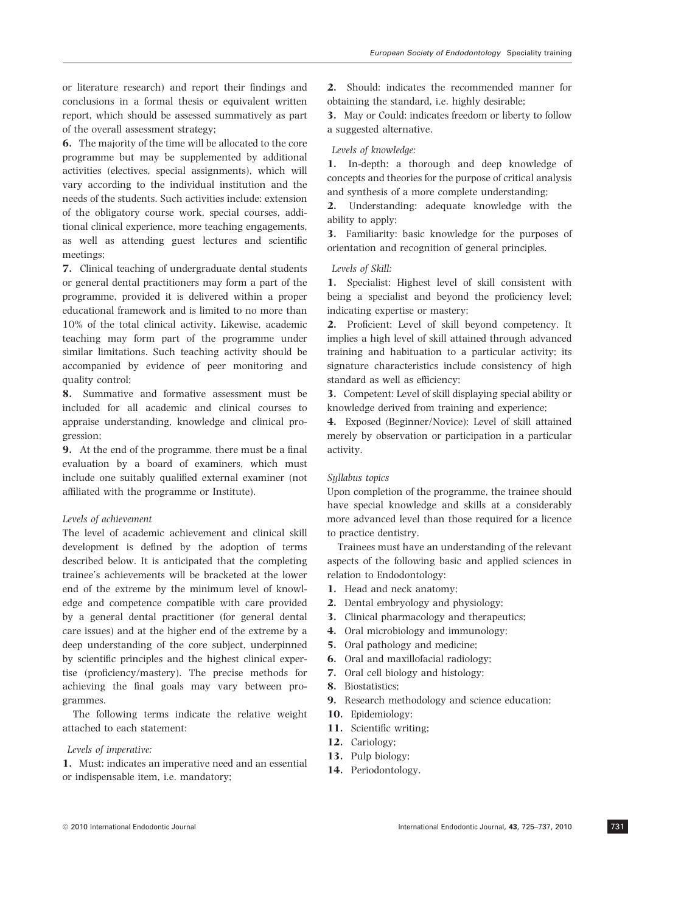or literature research) and report their findings and conclusions in a formal thesis or equivalent written report, which should be assessed summatively as part of the overall assessment strategy;

**6.** The majority of the time will be allocated to the core programme but may be supplemented by additional activities (electives, special assignments), which will vary according to the individual institution and the needs of the students. Such activities include: extension of the obligatory course work, special courses, additional clinical experience, more teaching engagements, as well as attending guest lectures and scientific meetings;

**7.** Clinical teaching of undergraduate dental students or general dental practitioners may form a part of the programme, provided it is delivered within a proper educational framework and is limited to no more than 10% of the total clinical activity. Likewise, academic teaching may form part of the programme under similar limitations. Such teaching activity should be accompanied by evidence of peer monitoring and quality control;

**8.** Summative and formative assessment must be included for all academic and clinical courses to appraise understanding, knowledge and clinical progression;

**9.** At the end of the programme, there must be a final evaluation by a board of examiners, which must include one suitably qualified external examiner (not affiliated with the programme or Institute).

*Levels of achievement*

The level of academic achievement and clinical skill development is defined by the adoption of terms described below. It is anticipated that the completing trainee's achievements will be bracketed at the lower end of the extreme by the minimum level of knowledge and competence compatible with care provided by a general dental practitioner (for general dental care issues) and at the higher end of the extreme by a deep understanding of the core subject, underpinned by scientific principles and the highest clinical expertise (proficiency/mastery). The precise methods for achieving the final goals may vary between programmes.

The following terms indicate the relative weight attached to each statement:

*Levels of imperative:*

**1.** Must: indicates an imperative need and an essential or indispensable item, i.e. mandatory;

**2.** Should: indicates the recommended manner for obtaining the standard, i.e. highly desirable;

**3.** May or Could: indicates freedom or liberty to follow a suggested alternative.

*Levels of knowledge:*

**1.** In-depth: a thorough and deep knowledge of concepts and theories for the purpose of critical analysis and synthesis of a more complete understanding;

**2.** Understanding: adequate knowledge with the ability to apply;

**3.** Familiarity: basic knowledge for the purposes of orientation and recognition of general principles.

*Levels of Skill:*

**1.** Specialist: Highest level of skill consistent with being a specialist and beyond the proficiency level; indicating expertise or mastery;

**2.** Proficient: Level of skill beyond competency. It implies a high level of skill attained through advanced training and habituation to a particular activity; its signature characteristics include consistency of high standard as well as efficiency;

**3.** Competent: Level of skill displaying special ability or knowledge derived from training and experience;

**4.** Exposed (Beginner/Novice): Level of skill attained merely by observation or participation in a particular activity.

*Syllabus topics*

Upon completion of the programme, the trainee should have special knowledge and skills at a considerably more advanced level than those required for a licence to practice dentistry.

Trainees must have an understanding of the relevant aspects of the following basic and applied sciences in relation to Endodontology:

**1.** Head and neck anatomy;
**2.** Dental embryology and physiology;
**3.** Clinical pharmacology and therapeutics;
**4.** Oral microbiology and immunology;
**5.** Oral pathology and medicine;
**6.** Oral and maxillofacial radiology;
**7.** Oral cell biology and histology;
**8.** Biostatistics;
**9.** Research methodology and science education;
**10.** Epidemiology;
**11.** Scientific writing;
**12.** Cariology;
**13.** Pulp biology;
**14.** Periodontology.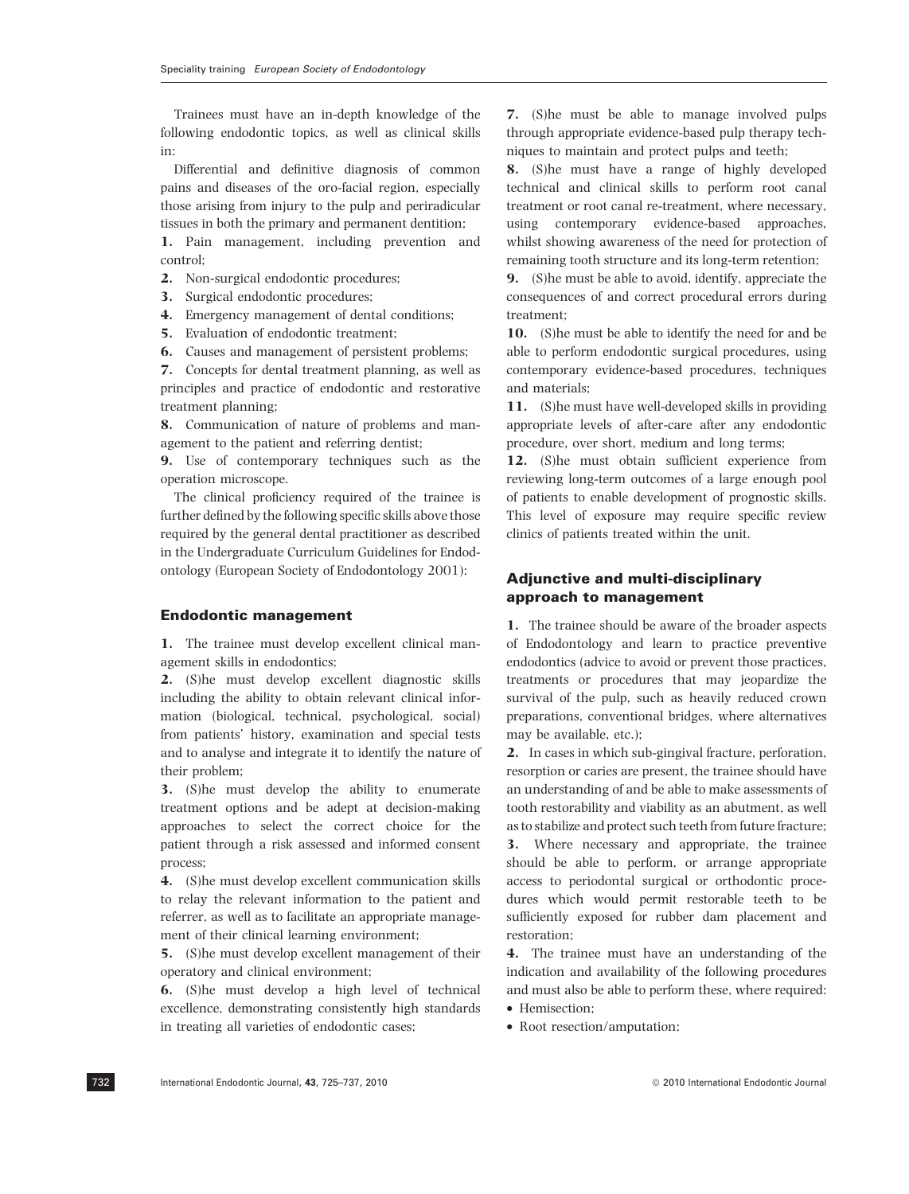Trainees must have an in-depth knowledge of the following endodontic topics, as well as clinical skills in:

Differential and definitive diagnosis of common pains and diseases of the oro-facial region, especially those arising from injury to the pulp and periradicular tissues in both the primary and permanent dentition;

1. Pain management, including prevention and control;
2. Non-surgical endodontic procedures;
3. Surgical endodontic procedures;
4. Emergency management of dental conditions;
5. Evaluation of endodontic treatment;
6. Causes and management of persistent problems;
7. Concepts for dental treatment planning, as well as principles and practice of endodontic and restorative treatment planning;
8. Communication of nature of problems and management to the patient and referring dentist;
9. Use of contemporary techniques such as the operation microscope.

The clinical proficiency required of the trainee is further defined by the following specific skills above those required by the general dental practitioner as described in the Undergraduate Curriculum Guidelines for Endodontology (European Society of Endodontology 2001):

### Endodontic management

1. The trainee must develop excellent clinical management skills in endodontics;
2. (S)he must develop excellent diagnostic skills including the ability to obtain relevant clinical information (biological, technical, psychological, social) from patients' history, examination and special tests and to analyse and integrate it to identify the nature of their problem;
3. (S)he must develop the ability to enumerate treatment options and be adept at decision-making approaches to select the correct choice for the patient through a risk assessed and informed consent process;
4. (S)he must develop excellent communication skills to relay the relevant information to the patient and referrer, as well as to facilitate an appropriate management of their clinical learning environment;
5. (S)he must develop excellent management of their operatory and clinical environment;
6. (S)he must develop a high level of technical excellence, demonstrating consistently high standards in treating all varieties of endodontic cases;
7. (S)he must be able to manage involved pulps through appropriate evidence-based pulp therapy techniques to maintain and protect pulps and teeth;
8. (S)he must have a range of highly developed technical and clinical skills to perform root canal treatment or root canal re-treatment, where necessary, using contemporary evidence-based approaches, whilst showing awareness of the need for protection of remaining tooth structure and its long-term retention;
9. (S)he must be able to avoid, identify, appreciate the consequences of and correct procedural errors during treatment;
10. (S)he must be able to identify the need for and be able to perform endodontic surgical procedures, using contemporary evidence-based procedures, techniques and materials;
11. (S)he must have well-developed skills in providing appropriate levels of after-care after any endodontic procedure, over short, medium and long terms;
12. (S)he must obtain sufficient experience from reviewing long-term outcomes of a large enough pool of patients to enable development of prognostic skills. This level of exposure may require specific review clinics of patients treated within the unit.

### Adjunctive and multi-disciplinary approach to management

1. The trainee should be aware of the broader aspects of Endodontology and learn to practice preventive endodontics (advice to avoid or prevent those practices, treatments or procedures that may jeopardize the survival of the pulp, such as heavily reduced crown preparations, conventional bridges, where alternatives may be available, etc.);
2. In cases in which sub-gingival fracture, perforation, resorption or caries are present, the trainee should have an understanding of and be able to make assessments of tooth restorability and viability as an abutment, as well as to stabilize and protect such teeth from future fracture;
3. Where necessary and appropriate, the trainee should be able to perform, or arrange appropriate access to periodontal surgical or orthodontic procedures which would permit restorable teeth to be sufficiently exposed for rubber dam placement and restoration;
4. The trainee must have an understanding of the indication and availability of the following procedures and must also be able to perform these, where required:

- Hemisection;
- Root resection/amputation;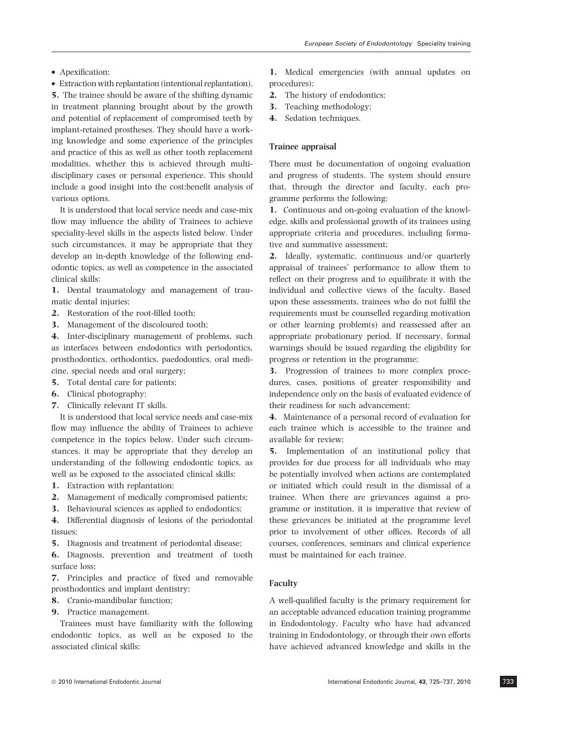- Apexification;
- Extraction with replantation (intentional replantation).

**5.** The trainee should be aware of the shifting dynamic in treatment planning brought about by the growth and potential of replacement of compromised teeth by implant-retained prostheses. They should have a working knowledge and some experience of the principles and practice of this as well as other tooth replacement modalities, whether this is achieved through multi-disciplinary cases or personal experience. This should include a good insight into the cost:benefit analysis of various options.

It is understood that local service needs and case-mix flow may influence the ability of Trainees to achieve speciality-level skills in the aspects listed below. Under such circumstances, it may be appropriate that they develop an in-depth knowledge of the following endodontic topics, as well as competence in the associated clinical skills:

**1.** Dental traumatology and management of traumatic dental injuries;
**2.** Restoration of the root-filled tooth;
**3.** Management of the discoloured tooth;
**4.** Inter-disciplinary management of problems, such as interfaces between endodontics with periodontics, prosthodontics, orthodontics, paedodontics, oral medicine, special needs and oral surgery;
**5.** Total dental care for patients;
**6.** Clinical photography;
**7.** Clinically relevant IT skills.

It is understood that local service needs and case-mix flow may influence the ability of Trainees to achieve competence in the topics below. Under such circumstances, it may be appropriate that they develop an understanding of the following endodontic topics, as well as be exposed to the associated clinical skills:

**1.** Extraction with replantation;
**2.** Management of medically compromised patients;
**3.** Behavioural sciences as applied to endodontics;
**4.** Differential diagnosis of lesions of the periodontal tissues;
**5.** Diagnosis and treatment of periodontal disease;
**6.** Diagnosis, prevention and treatment of tooth surface loss;
**7.** Principles and practice of fixed and removable prosthodontics and implant dentistry;
**8.** Cranio-mandibular function;
**9.** Practice management.

Trainees must have familiarity with the following endodontic topics, as well as be exposed to the associated clinical skills:

**1.** Medical emergencies (with annual updates on procedures);
**2.** The history of endodontics;
**3.** Teaching methodology;
**4.** Sedation techniques.

### Trainee appraisal

There must be documentation of ongoing evaluation and progress of students. The system should ensure that, through the director and faculty, each programme performs the following:

**1.** Continuous and on-going evaluation of the knowledge, skills and professional growth of its trainees using appropriate criteria and procedures, including formative and summative assessment;
**2.** Ideally, systematic, continuous and/or quarterly appraisal of trainees' performance to allow them to reflect on their progress and to equilibrate it with the individual and collective views of the faculty. Based upon these assessments, trainees who do not fulfil the requirements must be counselled regarding motivation or other learning problem(s) and reassessed after an appropriate probationary period. If necessary, formal warnings should be issued regarding the eligibility for progress or retention in the programme;
**3.** Progression of trainees to more complex procedures, cases, positions of greater responsibility and independence only on the basis of evaluated evidence of their readiness for such advancement;
**4.** Maintenance of a personal record of evaluation for each trainee which is accessible to the trainee and available for review;
**5.** Implementation of an institutional policy that provides for due process for all individuals who may be potentially involved when actions are contemplated or initiated which could result in the dismissal of a trainee. When there are grievances against a programme or institution, it is imperative that review of these grievances be initiated at the programme level prior to involvement of other offices. Records of all courses, conferences, seminars and clinical experience must be maintained for each trainee.

### Faculty

A well-qualified faculty is the primary requirement for an acceptable advanced education training programme in Endodontology. Faculty who have had advanced training in Endodontology, or through their own efforts have achieved advanced knowledge and skills in the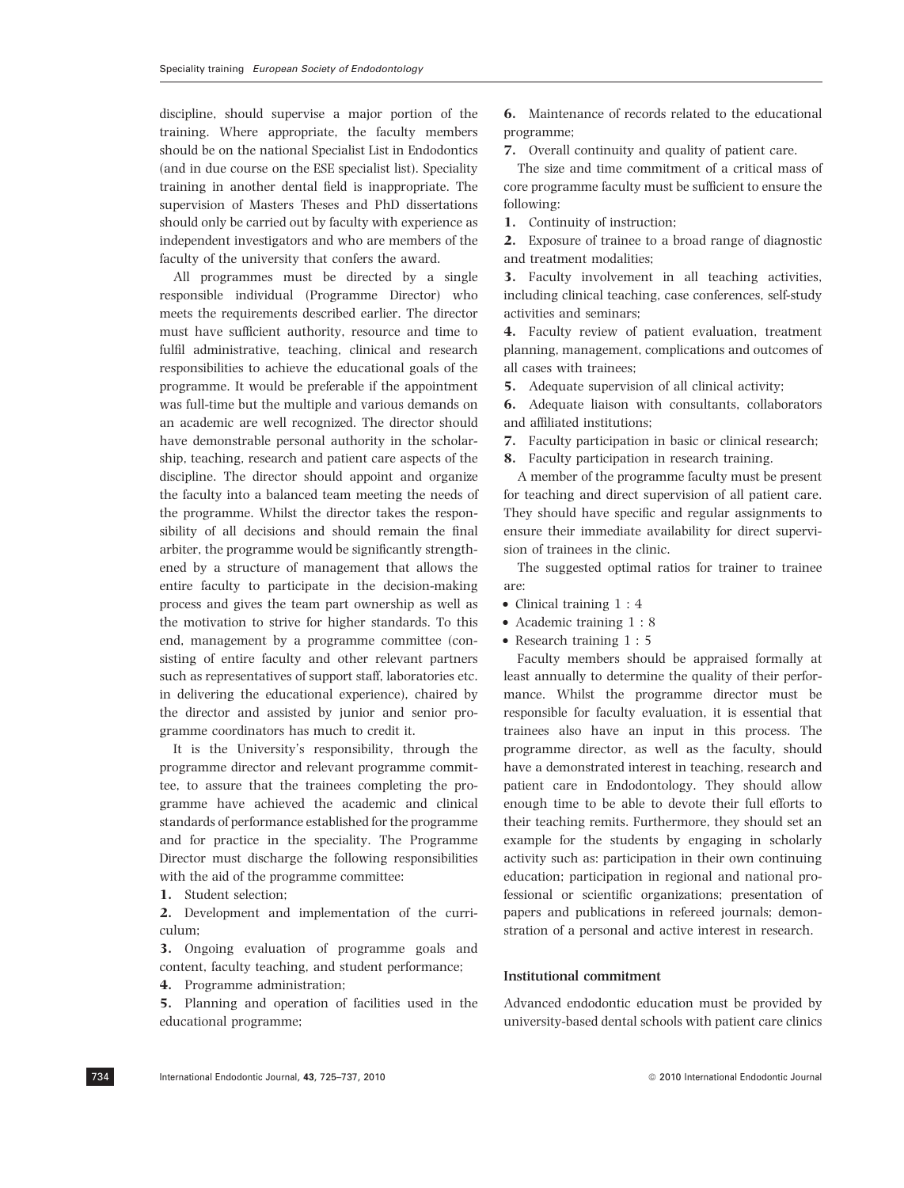discipline, should supervise a major portion of the training. Where appropriate, the faculty members should be on the national Specialist List in Endodontics (and in due course on the ESE specialist list). Speciality training in another dental field is inappropriate. The supervision of Masters Theses and PhD dissertations should only be carried out by faculty with experience as independent investigators and who are members of the faculty of the university that confers the award.

All programmes must be directed by a single responsible individual (Programme Director) who meets the requirements described earlier. The director must have sufficient authority, resource and time to fulfil administrative, teaching, clinical and research responsibilities to achieve the educational goals of the programme. It would be preferable if the appointment was full-time but the multiple and various demands on an academic are well recognized. The director should have demonstrable personal authority in the scholarship, teaching, research and patient care aspects of the discipline. The director should appoint and organize the faculty into a balanced team meeting the needs of the programme. Whilst the director takes the responsibility of all decisions and should remain the final arbiter, the programme would be significantly strengthened by a structure of management that allows the entire faculty to participate in the decision-making process and gives the team part ownership as well as the motivation to strive for higher standards. To this end, management by a programme committee (consisting of entire faculty and other relevant partners such as representatives of support staff, laboratories etc. in delivering the educational experience), chaired by the director and assisted by junior and senior programme coordinators has much to credit it.

It is the University's responsibility, through the programme director and relevant programme committee, to assure that the trainees completing the programme have achieved the academic and clinical standards of performance established for the programme and for practice in the speciality. The Programme Director must discharge the following responsibilities with the aid of the programme committee:

1. Student selection;
2. Development and implementation of the curriculum;
3. Ongoing evaluation of programme goals and content, faculty teaching, and student performance;
4. Programme administration;
5. Planning and operation of facilities used in the educational programme;
6. Maintenance of records related to the educational programme;
7. Overall continuity and quality of patient care.

The size and time commitment of a critical mass of core programme faculty must be sufficient to ensure the following:

1. Continuity of instruction;
2. Exposure of trainee to a broad range of diagnostic and treatment modalities;
3. Faculty involvement in all teaching activities, including clinical teaching, case conferences, self-study activities and seminars;
4. Faculty review of patient evaluation, treatment planning, management, complications and outcomes of all cases with trainees;
5. Adequate supervision of all clinical activity;
6. Adequate liaison with consultants, collaborators and affiliated institutions;
7. Faculty participation in basic or clinical research;
8. Faculty participation in research training.

A member of the programme faculty must be present for teaching and direct supervision of all patient care. They should have specific and regular assignments to ensure their immediate availability for direct supervision of trainees in the clinic.

The suggested optimal ratios for trainer to trainee are:

- Clinical training 1 : 4
- Academic training 1 : 8
- Research training 1 : 5

Faculty members should be appraised formally at least annually to determine the quality of their performance. Whilst the programme director must be responsible for faculty evaluation, it is essential that trainees also have an input in this process. The programme director, as well as the faculty, should have a demonstrated interest in teaching, research and patient care in Endodontology. They should allow enough time to be able to devote their full efforts to their teaching remits. Furthermore, they should set an example for the students by engaging in scholarly activity such as: participation in their own continuing education; participation in regional and national professional or scientific organizations; presentation of papers and publications in refereed journals; demonstration of a personal and active interest in research.

### Institutional commitment

Advanced endodontic education must be provided by university-based dental schools with patient care clinics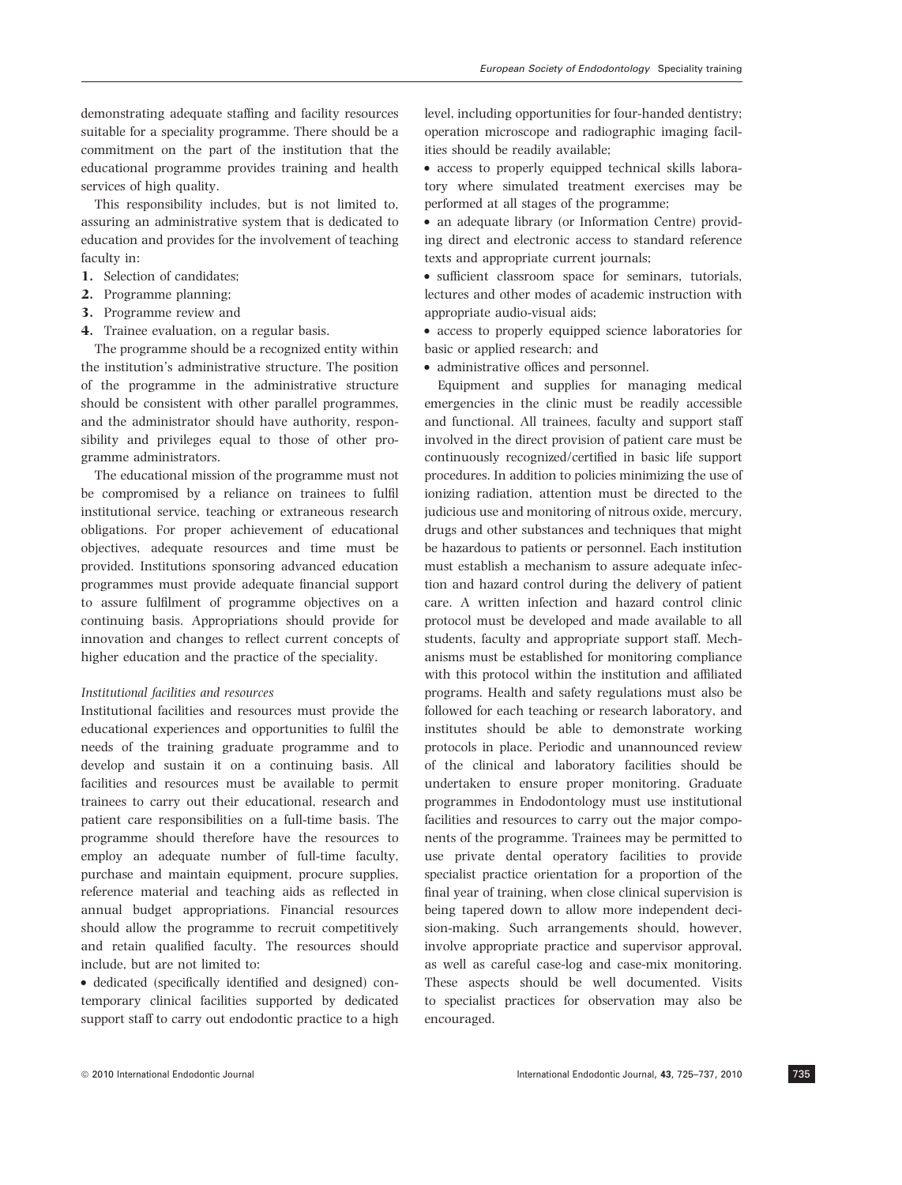demonstrating adequate staffing and facility resources suitable for a speciality programme. There should be a commitment on the part of the institution that the educational programme provides training and health services of high quality.

This responsibility includes, but is not limited to, assuring an administrative system that is dedicated to education and provides for the involvement of teaching faculty in:

1. Selection of candidates;
2. Programme planning;
3. Programme review and
4. Trainee evaluation, on a regular basis.

The programme should be a recognized entity within the institution's administrative structure. The position of the programme in the administrative structure should be consistent with other parallel programmes, and the administrator should have authority, responsibility and privileges equal to those of other programme administrators.

The educational mission of the programme must not be compromised by a reliance on trainees to fulfil institutional service, teaching or extraneous research obligations. For proper achievement of educational objectives, adequate resources and time must be provided. Institutions sponsoring advanced education programmes must provide adequate financial support to assure fulfilment of programme objectives on a continuing basis. Appropriations should provide for innovation and changes to reflect current concepts of higher education and the practice of the speciality.

*Institutional facilities and resources*

Institutional facilities and resources must provide the educational experiences and opportunities to fulfil the needs of the training graduate programme and to develop and sustain it on a continuing basis. All facilities and resources must be available to permit trainees to carry out their educational, research and patient care responsibilities on a full-time basis. The programme should therefore have the resources to employ an adequate number of full-time faculty, purchase and maintain equipment, procure supplies, reference material and teaching aids as reflected in annual budget appropriations. Financial resources should allow the programme to recruit competitively and retain qualified faculty. The resources should include, but are not limited to:

- dedicated (specifically identified and designed) contemporary clinical facilities supported by dedicated support staff to carry out endodontic practice to a high level, including opportunities for four-handed dentistry; operation microscope and radiographic imaging facilities should be readily available;
- access to properly equipped technical skills laboratory where simulated treatment exercises may be performed at all stages of the programme;
- an adequate library (or Information Centre) providing direct and electronic access to standard reference texts and appropriate current journals;
- sufficient classroom space for seminars, tutorials, lectures and other modes of academic instruction with appropriate audio-visual aids;
- access to properly equipped science laboratories for basic or applied research; and
- administrative offices and personnel.

Equipment and supplies for managing medical emergencies in the clinic must be readily accessible and functional. All trainees, faculty and support staff involved in the direct provision of patient care must be continuously recognized/certified in basic life support procedures. In addition to policies minimizing the use of ionizing radiation, attention must be directed to the judicious use and monitoring of nitrous oxide, mercury, drugs and other substances and techniques that might be hazardous to patients or personnel. Each institution must establish a mechanism to assure adequate infection and hazard control during the delivery of patient care. A written infection and hazard control clinic protocol must be developed and made available to all students, faculty and appropriate support staff. Mechanisms must be established for monitoring compliance with this protocol within the institution and affiliated programs. Health and safety regulations must also be followed for each teaching or research laboratory, and institutes should be able to demonstrate working protocols in place. Periodic and unannounced review of the clinical and laboratory facilities should be undertaken to ensure proper monitoring. Graduate programmes in Endodontology must use institutional facilities and resources to carry out the major components of the programme. Trainees may be permitted to use private dental operatory facilities to provide specialist practice orientation for a proportion of the final year of training, when close clinical supervision is being tapered down to allow more independent decision-making. Such arrangements should, however, involve appropriate practice and supervisor approval, as well as careful case-log and case-mix monitoring. These aspects should be well documented. Visits to specialist practices for observation may also be encouraged.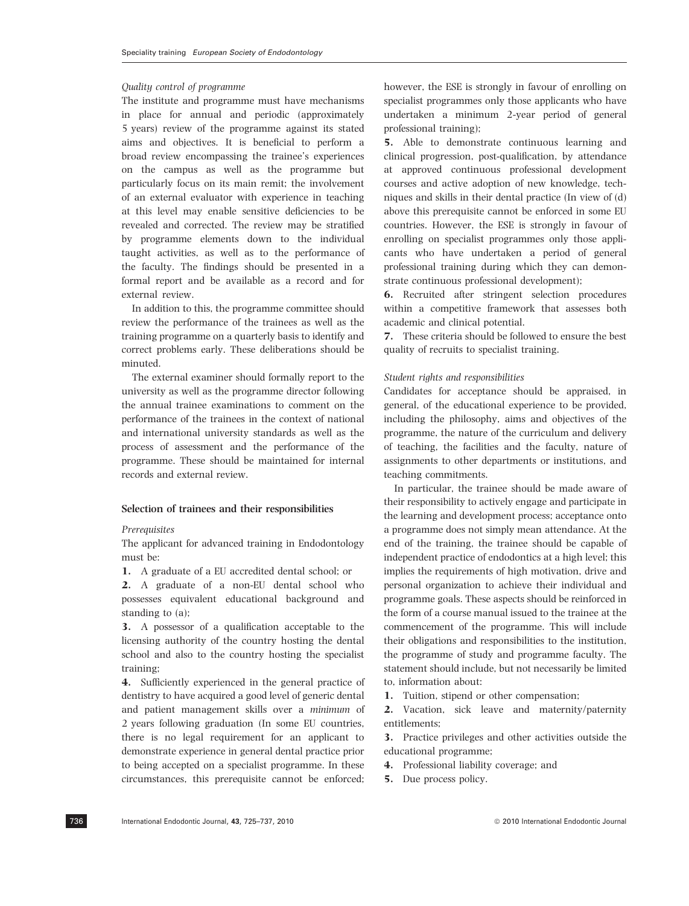*Quality control of programme*

The institute and programme must have mechanisms in place for annual and periodic (approximately 5 years) review of the programme against its stated aims and objectives. It is beneficial to perform a broad review encompassing the trainee's experiences on the campus as well as the programme but particularly focus on its main remit; the involvement of an external evaluator with experience in teaching at this level may enable sensitive deficiencies to be revealed and corrected. The review may be stratified by programme elements down to the individual taught activities, as well as to the performance of the faculty. The findings should be presented in a formal report and be available as a record and for external review.

In addition to this, the programme committee should review the performance of the trainees as well as the training programme on a quarterly basis to identify and correct problems early. These deliberations should be minuted.

The external examiner should formally report to the university as well as the programme director following the annual trainee examinations to comment on the performance of the trainees in the context of national and international university standards as well as the process of assessment and the performance of the programme. These should be maintained for internal records and external review.

### Selection of trainees and their responsibilities

*Prerequisites*

The applicant for advanced training in Endodontology must be:

**1.** A graduate of a EU accredited dental school; or

**2.** A graduate of a non-EU dental school who possesses equivalent educational background and standing to (a);

**3.** A possessor of a qualification acceptable to the licensing authority of the country hosting the dental school and also to the country hosting the specialist training;

**4.** Sufficiently experienced in the general practice of dentistry to have acquired a good level of generic dental and patient management skills over a *minimum* of 2 years following graduation (In some EU countries, there is no legal requirement for an applicant to demonstrate experience in general dental practice prior to being accepted on a specialist programme. In these circumstances, this prerequisite cannot be enforced; however, the ESE is strongly in favour of enrolling on specialist programmes only those applicants who have undertaken a minimum 2-year period of general professional training);

**5.** Able to demonstrate continuous learning and clinical progression, post-qualification, by attendance at approved continuous professional development courses and active adoption of new knowledge, techniques and skills in their dental practice (In view of (d) above this prerequisite cannot be enforced in some EU countries. However, the ESE is strongly in favour of enrolling on specialist programmes only those applicants who have undertaken a period of general professional training during which they can demonstrate continuous professional development);

**6.** Recruited after stringent selection procedures within a competitive framework that assesses both academic and clinical potential.

**7.** These criteria should be followed to ensure the best quality of recruits to specialist training.

*Student rights and responsibilities*

Candidates for acceptance should be appraised, in general, of the educational experience to be provided, including the philosophy, aims and objectives of the programme, the nature of the curriculum and delivery of teaching, the facilities and the faculty, nature of assignments to other departments or institutions, and teaching commitments.

In particular, the trainee should be made aware of their responsibility to actively engage and participate in the learning and development process; acceptance onto a programme does not simply mean attendance. At the end of the training, the trainee should be capable of independent practice of endodontics at a high level; this implies the requirements of high motivation, drive and personal organization to achieve their individual and programme goals. These aspects should be reinforced in the form of a course manual issued to the trainee at the commencement of the programme. This will include their obligations and responsibilities to the institution, the programme of study and programme faculty. The statement should include, but not necessarily be limited to, information about:

**1.** Tuition, stipend or other compensation;

**2.** Vacation, sick leave and maternity/paternity entitlements;

**3.** Practice privileges and other activities outside the educational programme;

**4.** Professional liability coverage; and

**5.** Due process policy.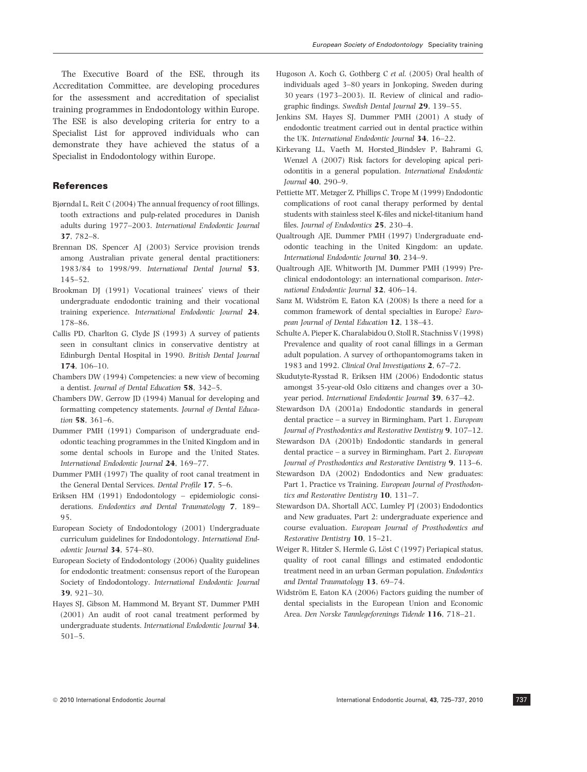The Executive Board of the ESE, through its Accreditation Committee, are developing procedures for the assessment and accreditation of specialist training programmes in Endodontology within Europe. The ESE is also developing criteria for entry to a Specialist List for approved individuals who can demonstrate they have achieved the status of a Specialist in Endodontology within Europe.

## References

Bjørndal L, Reit C (2004) The annual frequency of root fillings, tooth extractions and pulp-related procedures in Danish adults during 1977–2003. *International Endodontic Journal* **37**, 782–8.

Brennan DS, Spencer AJ (2003) Service provision trends among Australian private general dental practitioners: 1983/84 to 1998/99. *International Dental Journal* **53**, 145–52.

Brookman DJ (1991) Vocational trainees' views of their undergraduate endodontic training and their vocational training experience. *International Endodontic Journal* **24**, 178–86.

Callis PD, Charlton G, Clyde JS (1993) A survey of patients seen in consultant clinics in conservative dentistry at Edinburgh Dental Hospital in 1990. *British Dental Journal* **174**, 106–10.

Chambers DW (1994) Competencies: a new view of becoming a dentist. *Journal of Dental Education* **58**, 342–5.

Chambers DW, Gerrow JD (1994) Manual for developing and formatting competency statements. *Journal of Dental Education* **58**, 361–6.

Dummer PMH (1991) Comparison of undergraduate endodontic teaching programmes in the United Kingdom and in some dental schools in Europe and the United States. *International Endodontic Journal* **24**, 169–77.

Dummer PMH (1997) The quality of root canal treatment in the General Dental Services. *Dental Profile* **17**, 5–6.

Eriksen HM (1991) Endodontology – epidemiologic considerations. *Endodontics and Dental Traumatology* **7**, 189–95.

European Society of Endodontology (2001) Undergraduate curriculum guidelines for Endodontology. *International Endodontic Journal* **34**, 574–80.

European Society of Endodontology (2006) Quality guidelines for endodontic treatment: consensus report of the European Society of Endodontology. *International Endodontic Journal* **39**, 921–30.

Hayes SJ, Gibson M, Hammond M, Bryant ST, Dummer PMH (2001) An audit of root canal treatment performed by undergraduate students. *International Endodontic Journal* **34**, 501–5.

Hugoson A, Koch G, Gothberg C *et al.* (2005) Oral health of individuals aged 3–80 years in Jonkoping, Sweden during 30 years (1973–2003). II. Review of clinical and radiographic findings. *Swedish Dental Journal* **29**, 139–55.

Jenkins SM, Hayes SJ, Dummer PMH (2001) A study of endodontic treatment carried out in dental practice within the UK. *International Endodontic Journal* **34**, 16–22.

Kirkevang LL, Vaeth M, Horsted_Bindslev P, Bahrami G, Wenzel A (2007) Risk factors for developing apical periodontitis in a general population. *International Endodontic Journal* **40**, 290–9.

Pettiette MT, Metzger Z, Phillips C, Trope M (1999) Endodontic complications of root canal therapy performed by dental students with stainless steel K-files and nickel-titanium hand files. *Journal of Endodontics* **25**, 230–4.

Qualtrough AJE, Dummer PMH (1997) Undergraduate endodontic teaching in the United Kingdom: an update. *International Endodontic Journal* **30**, 234–9.

Qualtrough AJE, Whitworth JM, Dummer PMH (1999) Preclinical endodontology: an international comparison. *International Endodontic Journal* **32**, 406–14.

Sanz M, Widström E, Eaton KA (2008) Is there a need for a common framework of dental specialties in Europe? *European Journal of Dental Education* **12**, 138–43.

Schulte A, Pieper K, Charalabidou O, Stoll R, Stachniss V (1998) Prevalence and quality of root canal fillings in a German adult population. A survey of orthopantomograms taken in 1983 and 1992. *Clinical Oral Investigations* **2**, 67–72.

Skudutyte-Rysstad R, Eriksen HM (2006) Endodontic status amongst 35-year-old Oslo citizens and changes over a 30-year period. *International Endodontic Journal* **39**, 637–42.

Stewardson DA (2001a) Endodontic standards in general dental practice – a survey in Birmingham, Part 1. *European Journal of Prosthodontics and Restorative Dentistry* **9**, 107–12.

Stewardson DA (2001b) Endodontic standards in general dental practice – a survey in Birmingham, Part 2. *European Journal of Prosthodontics and Restorative Dentistry* **9**, 113–6.

Stewardson DA (2002) Endodontics and New graduates: Part 1, Practice vs Training. *European Journal of Prosthodontics and Restorative Dentistry* **10**, 131–7.

Stewardson DA, Shortall ACC, Lumley PJ (2003) Endodontics and New graduates, Part 2: undergraduate experience and course evaluation. *European Journal of Prosthodontics and Restorative Dentistry* **10**, 15–21.

Weiger R, Hitzler S, Hermle G, Löst C (1997) Periapical status, quality of root canal fillings and estimated endodontic treatment need in an urban German population. *Endodontics and Dental Traumatology* **13**, 69–74.

Widström E, Eaton KA (2006) Factors guiding the number of dental specialists in the European Union and Economic Area. *Den Norske Tannlegeforenings Tidende* **116**, 718–21.